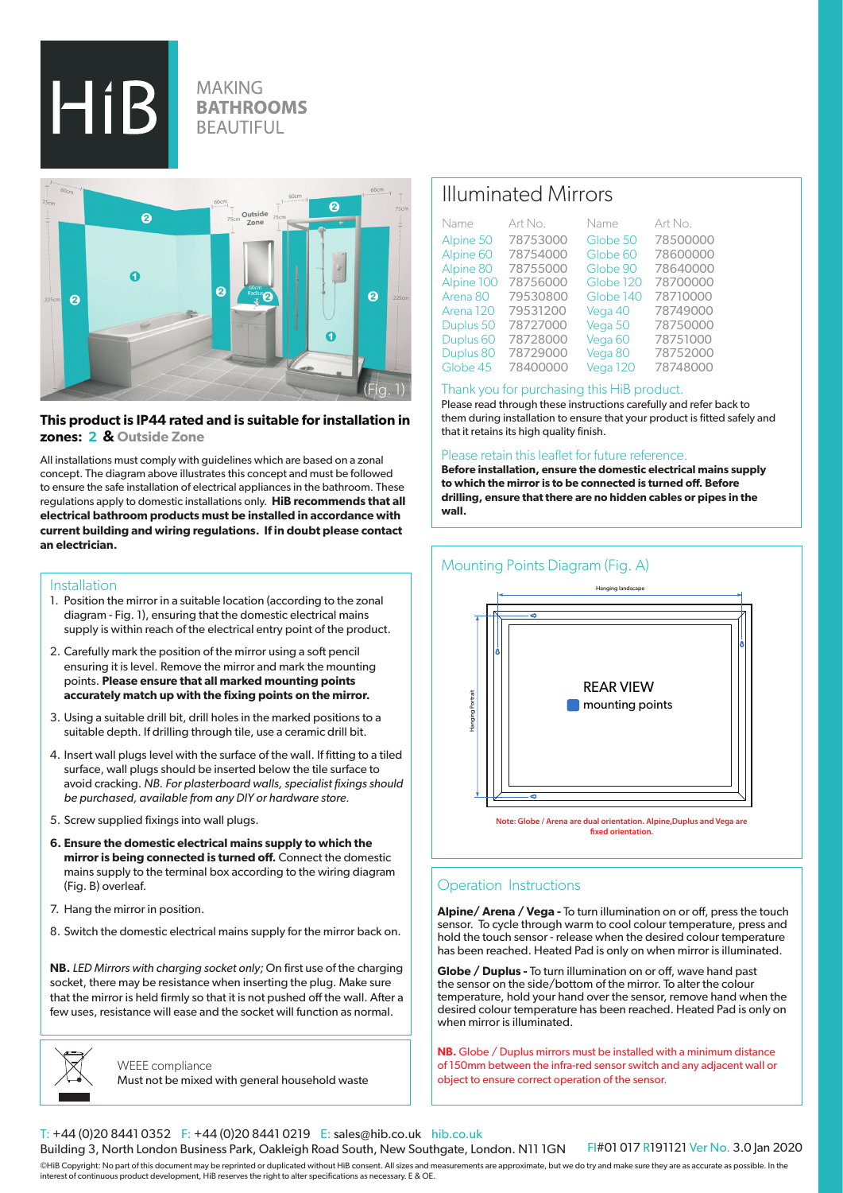# HiB

MAKING **BATHROOMS** BEAUTIFUL

(Fig. 1)

**This product is IP44 rated and is suitable for installation in zones: 2 & Outside Zone**

All installations must comply with guidelines which are based on a zonal concept. The diagram above illustrates this concept and must be followed to ensure the safe installation of electrical appliances in the bathroom. These regulations apply to domestic installations only. **HiB recommends that all electrical bathroom products must be installed in accordance with current building and wiring regulations. If in doubt please contact an electrician.**

## Installation

1. Position the mirror in a suitable location (according to the zonal diagram - Fig. 1), ensuring that the domestic electrical mains supply is within reach of the electrical entry point of the product.
2. Carefully mark the position of the mirror using a soft pencil ensuring it is level. Remove the mirror and mark the mounting points. **Please ensure that all marked mounting points accurately match up with the fixing points on the mirror.**
3. Using a suitable drill bit, drill holes in the marked positions to a suitable depth. If drilling through tile, use a ceramic drill bit.
4. Insert wall plugs level with the surface of the wall. If fitting to a tiled surface, wall plugs should be inserted below the tile surface to avoid cracking. *NB. For plasterboard walls, specialist fixings should be purchased, available from any DIY or hardware store.*
5. Screw supplied fixings into wall plugs.
6. **Ensure the domestic electrical mains supply to which the mirror is being connected is turned off.** Connect the domestic mains supply to the terminal box according to the wiring diagram (Fig. B) overleaf.
7. Hang the mirror in position.
8. Switch the domestic electrical mains supply for the mirror back on.

**NB.** *LED Mirrors with charging socket only;* On first use of the charging socket, there may be resistance when inserting the plug. Make sure that the mirror is held firmly so that it is not pushed off the wall. After a few uses, resistance will ease and the socket will function as normal.

WEEE compliance
Must not be mixed with general household waste

## Illuminated Mirrors

| Name | Art No. | Name | Art No. |
|---|---|---|---|
| Alpine 50 | 78753000 | Globe 50 | 78500000 |
| Alpine 60 | 78754000 | Globe 60 | 78600000 |
| Alpine 80 | 78755000 | Globe 90 | 78640000 |
| Alpine 100 | 78756000 | Globe 120 | 78700000 |
| Arena 80 | 79530800 | Globe 140 | 78710000 |
| Arena 120 | 79531200 | Vega 40 | 78749000 |
| Duplus 50 | 78727000 | Vega 50 | 78750000 |
| Duplus 60 | 78728000 | Vega 60 | 78751000 |
| Duplus 80 | 78729000 | Vega 80 | 78752000 |
| Globe 45 | 78400000 | Vega 120 | 78748000 |

Thank you for purchasing this HiB product.

Please read through these instructions carefully and refer back to them during installation to ensure that your product is fitted safely and that it retains its high quality finish.

Please retain this leaflet for future reference.

**Before installation, ensure the domestic electrical mains supply to which the mirror is to be connected is turned off. Before drilling, ensure that there are no hidden cables or pipes in the wall.**

## Mounting Points Diagram (Fig. A)

Hanging landscape

Hanging Portrait

REAR VIEW
mounting points

**Note: Globe / Arena are dual orientation. Alpine,Duplus and Vega are fixed orientation.**

## Operation Instructions

**Alpine/ Arena / Vega -** To turn illumination on or off, press the touch sensor. To cycle through warm to cool colour temperature, press and hold the touch sensor - release when the desired colour temperature has been reached. Heated Pad is only on when mirror is illuminated.

**Globe / Duplus -** To turn illumination on or off, wave hand past the sensor on the side/bottom of the mirror. To alter the colour temperature, hold your hand over the sensor, remove hand when the desired colour temperature has been reached. Heated Pad is only on when mirror is illuminated.

**NB.** Globe / Duplus mirrors must be installed with a minimum distance of 150mm between the infra-red sensor switch and any adjacent wall or object to ensure correct operation of the sensor.

T: +44 (0)20 8441 0352 F: +44 (0)20 8441 0219 E: sales@hib.co.uk hib.co.uk
Building 3, North London Business Park, Oakleigh Road South, New Southgate, London. N11 1GN FI#01 017 R191121 Ver No. 3.0 Jan 2020

©HiB Copyright: No part of this document may be reprinted or duplicated without HiB consent. All sizes and measurements are approximate, but we do try and make sure they are as accurate as possible. In the interest of continuous product development, HiB reserves the right to alter specifications as necessary. E & OE.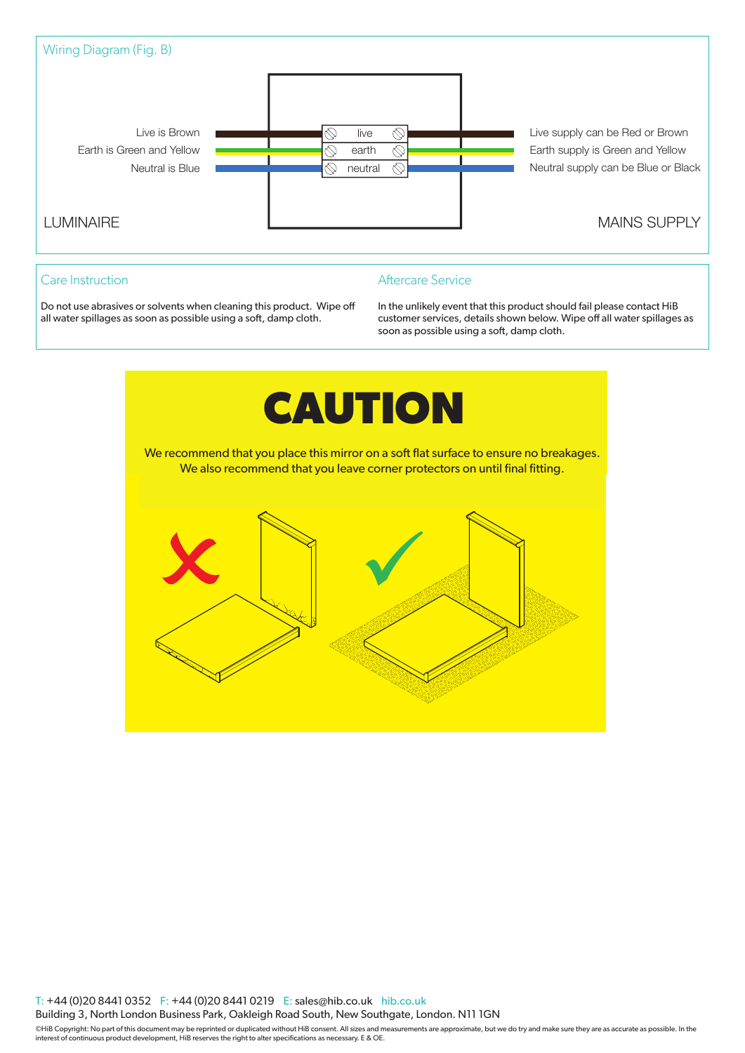## Wiring Diagram (Fig. B)

Live is Brown
Earth is Green and Yellow
Neutral is Blue

LUMINAIRE

live
earth
neutral

Live supply can be Red or Brown
Earth supply is Green and Yellow
Neutral supply can be Blue or Black

MAINS SUPPLY

## Care Instruction

Do not use abrasives or solvents when cleaning this product. Wipe off all water spillages as soon as possible using a soft, damp cloth.

## Aftercare Service

In the unlikely event that this product should fail please contact HiB customer services, details shown below. Wipe off all water spillages as soon as possible using a soft, damp cloth.

# CAUTION

We recommend that you place this mirror on a soft flat surface to ensure no breakages.
We also recommend that you leave corner protectors on until final fitting.

T: +44 (0)20 8441 0352 F: +44 (0)20 8441 0219 E: sales@hib.co.uk hib.co.uk
Building 3, North London Business Park, Oakleigh Road South, New Southgate, London. N11 1GN

©HiB Copyright: No part of this document may be reprinted or duplicated without HiB consent. All sizes and measurements are approximate, but we do try and make sure they are as accurate as possible. In the interest of continuous product development, HiB reserves the right to alter specifications as necessary. E & OE.